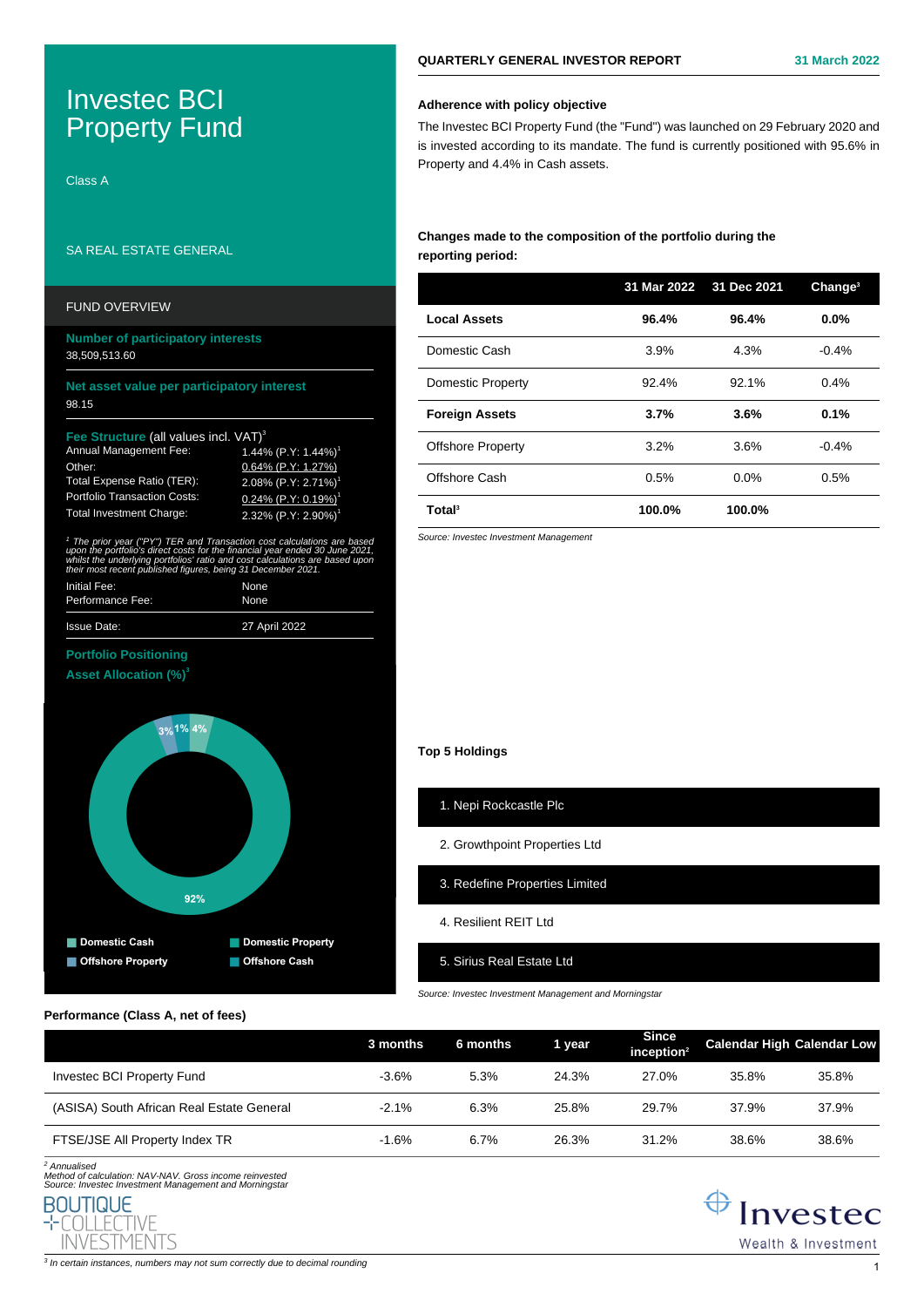# Investec BCI Property Fund

Class A

SA REAL ESTATE GENERAL

QUARTERLY GENERAL INVESTOR REPORT — 31 March 2022

## FUND OVERVIEW

**Number of participatory interests**
38,509,513.60

**Net asset value per participatory interest**
98.15

**Fee Structure** (all values incl. VAT)[3]

| | |
|---|---|
| Annual Management Fee: | 1.44% (P.Y: 1.44%)[1] |
| Other: | 0.64% (P.Y: 1.27%) |
| Total Expense Ratio (TER): | 2.08% (P.Y: 2.71%)[1] |
| Portfolio Transaction Costs: | 0.24% (P.Y: 0.19%)[1] |
| Total Investment Charge: | 2.32% (P.Y: 2.90%)[1] |

*[1] The prior year ("PY") TER and Transaction cost calculations are based upon the portfolio's direct costs for the financial year ended 30 June 2021, whilst the underlying portfolios' ratio and cost calculations are based upon their most recent published figures, being 31 December 2021.*

| | |
|---|---|
| Initial Fee: | None |
| Performance Fee: | None |
| Issue Date: | 27 April 2022 |

**Portfolio Positioning**

**Asset Allocation (%)**[3]

- Domestic Cash: 4%
- Domestic Property: 92%
- Offshore Property: 3%
- Offshore Cash: 1%

### Adherence with policy objective

The Investec BCI Property Fund (the "Fund") was launched on 29 February 2020 and is invested according to its mandate. The fund is currently positioned with 95.6% in Property and 4.4% in Cash assets.

### Changes made to the composition of the portfolio during the reporting period:

| | 31 Mar 2022 | 31 Dec 2021 | Change[3] |
|---|---|---|---|
| **Local Assets** | **96.4%** | **96.4%** | **0.0%** |
| Domestic Cash | 3.9% | 4.3% | -0.4% |
| Domestic Property | 92.4% | 92.1% | 0.4% |
| **Foreign Assets** | **3.7%** | **3.6%** | **0.1%** |
| Offshore Property | 3.2% | 3.6% | -0.4% |
| Offshore Cash | 0.5% | 0.0% | 0.5% |
| **Total**[3] | **100.0%** | **100.0%** | |

*Source: Investec Investment Management*

### Top 5 Holdings

1. Nepi Rockcastle Plc
2. Growthpoint Properties Ltd
3. Redefine Properties Limited
4. Resilient REIT Ltd
5. Sirius Real Estate Ltd

*Source: Investec Investment Management and Morningstar*

### Performance (Class A, net of fees)

| | 3 months | 6 months | 1 year | Since inception[2] | Calendar High | Calendar Low |
|---|---|---|---|---|---|---|
| Investec BCI Property Fund | -3.6% | 5.3% | 24.3% | 27.0% | 35.8% | 35.8% |
| (ASISA) South African Real Estate General | -2.1% | 6.3% | 25.8% | 29.7% | 37.9% | 37.9% |
| FTSE/JSE All Property Index TR | -1.6% | 6.7% | 26.3% | 31.2% | 38.6% | 38.6% |

*[2] Annualised*
*Method of calculation: NAV-NAV. Gross income reinvested*
*Source: Investec Investment Management and Morningstar*

*[3] In certain instances, numbers may not sum correctly due to decimal rounding*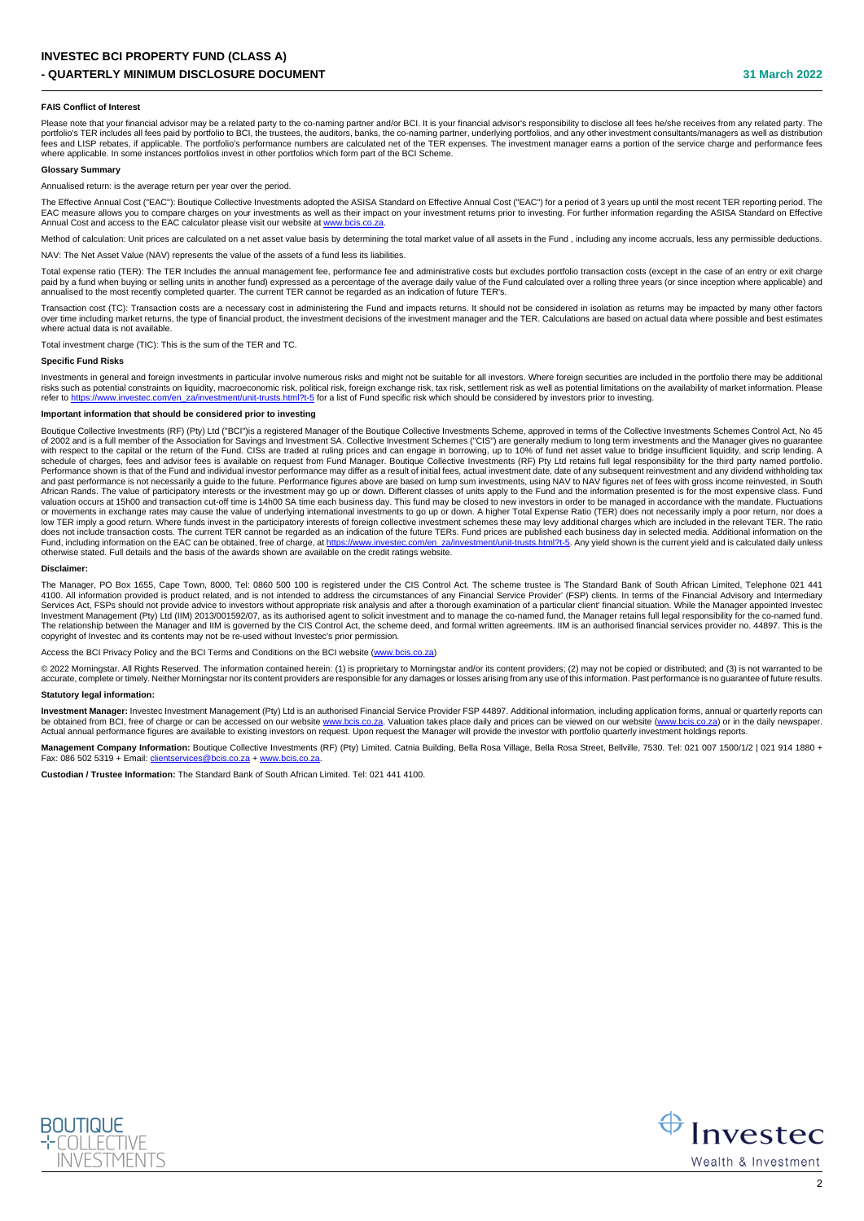**FAIS Conflict of Interest**

Please note that your financial advisor may be a related party to the co-naming partner and/or BCI. It is your financial advisor's responsibility to disclose all fees he/she receives from any related party. The portfolio's TER includes all fees paid by portfolio to BCI, the trustees, the auditors, banks, the co-naming partner, underlying portfolios, and any other investment consultants/managers as well as distribution fees and LISP rebates, if applicable. The portfolio's performance numbers are calculated net of the TER expenses. The investment manager earns a portion of the service charge and performance fees where applicable. In some instances portfolios invest in other portfolios which form part of the BCI Scheme.

**Glossary Summary**

Annualised return: is the average return per year over the period.

The Effective Annual Cost ("EAC"): Boutique Collective Investments adopted the ASISA Standard on Effective Annual Cost ("EAC") for a period of 3 years up until the most recent TER reporting period. The EAC measure allows you to compare charges on your investments as well as their impact on your investment returns prior to investing. For further information regarding the ASISA Standard on Effective Annual Cost and access to the EAC calculator please visit our website at www.bcis.co.za.

Method of calculation: Unit prices are calculated on a net asset value basis by determining the total market value of all assets in the Fund , including any income accruals, less any permissible deductions.

NAV: The Net Asset Value (NAV) represents the value of the assets of a fund less its liabilities.

Total expense ratio (TER): The TER Includes the annual management fee, performance fee and administrative costs but excludes portfolio transaction costs (except in the case of an entry or exit charge paid by a fund when buying or selling units in another fund) expressed as a percentage of the average daily value of the Fund calculated over a rolling three years (or since inception where applicable) and annualised to the most recently completed quarter. The current TER cannot be regarded as an indication of future TER's.

Transaction cost (TC): Transaction costs are a necessary cost in administering the Fund and impacts returns. It should not be considered in isolation as returns may be impacted by many other factors over time including market returns, the type of financial product, the investment decisions of the investment manager and the TER. Calculations are based on actual data where possible and best estimates where actual data is not available.

Total investment charge (TIC): This is the sum of the TER and TC.

**Specific Fund Risks**

Investments in general and foreign investments in particular involve numerous risks and might not be suitable for all investors. Where foreign securities are included in the portfolio there may be additional risks such as potential constraints on liquidity, macroeconomic risk, political risk, foreign exchange risk, tax risk, settlement risk as well as potential limitations on the availability of market information. Please refer to https://www.investec.com/en_za/investment/unit-trusts.html?t-5 for a list of Fund specific risk which should be considered by investors prior to investing.

**Important information that should be considered prior to investing**

Boutique Collective Investments (RF) (Pty) Ltd ("BCI")is a registered Manager of the Boutique Collective Investments Scheme, approved in terms of the Collective Investments Schemes Control Act, No 45 of 2002 and is a full member of the Association for Savings and Investment SA. Collective Investment Schemes ("CIS") are generally medium to long term investments and the Manager gives no guarantee with respect to the capital or the return of the Fund. CISs are traded at ruling prices and can engage in borrowing, up to 10% of fund net asset value to bridge insufficient liquidity, and scrip lending. A schedule of charges, fees and advisor fees is available on request from Fund Manager. Boutique Collective Investments (RF) Pty Ltd retains full legal responsibility for the third party named portfolio. Performance shown is that of the Fund and individual investor performance may differ as a result of initial fees, actual investment date, date of any subsequent reinvestment and any dividend withholding tax and past performance is not necessarily a guide to the future. Performance figures above are based on lump sum investments, using NAV to NAV figures net of fees with gross income reinvested, in South African Rands. The value of participatory interests or the investment may go up or down. Different classes of units apply to the Fund and the information presented is for the most expensive class. Fund valuation occurs at 15h00 and transaction cut-off time is 14h00 SA time each business day. This fund may be closed to new investors in order to be managed in accordance with the mandate. Fluctuations or movements in exchange rates may cause the value of underlying international investments to go up or down. A higher Total Expense Ratio (TER) does not necessarily imply a poor return, nor does a low TER imply a good return. Where funds invest in the participatory interests of foreign collective investment schemes these may levy additional charges which are included in the relevant TER. The ratio does not include transaction costs. The current TER cannot be regarded as an indication of the future TERs. Fund prices are published each business day in selected media. Additional information on the Fund, including information on the EAC can be obtained, free of charge, at https://www.investec.com/en_za/investment/unit-trusts.html?t-5. Any yield shown is the current yield and is calculated daily unless otherwise stated. Full details and the basis of the awards shown are available on the credit ratings website.

**Disclaimer:**

The Manager, PO Box 1655, Cape Town, 8000, Tel: 0860 500 100 is registered under the CIS Control Act. The scheme trustee is The Standard Bank of South African Limited, Telephone 021 441 4100. All information provided is product related, and is not intended to address the circumstances of any Financial Service Provider' (FSP) clients. In terms of the Financial Advisory and Intermediary Services Act, FSPs should not provide advice to investors without appropriate risk analysis and after a thorough examination of a particular client' financial situation. While the Manager appointed Investec Investment Management (Pty) Ltd (IIM) 2013/001592/07, as its authorised agent to solicit investment and to manage the co-named fund, the Manager retains full legal responsibility for the co-named fund. The relationship between the Manager and IIM is governed by the CIS Control Act, the scheme deed, and formal written agreements. IIM is an authorised financial services provider no. 44897. This is the copyright of Investec and its contents may not be re-used without Investec's prior permission.

Access the BCI Privacy Policy and the BCI Terms and Conditions on the BCI website (www.bcis.co.za)

© 2022 Morningstar. All Rights Reserved. The information contained herein: (1) is proprietary to Morningstar and/or its content providers; (2) may not be copied or distributed; and (3) is not warranted to be accurate, complete or timely. Neither Morningstar nor its content providers are responsible for any damages or losses arising from any use of this information. Past performance is no guarantee of future results.

**Statutory legal information:**

**Investment Manager:** Investec Investment Management (Pty) Ltd is an authorised Financial Service Provider FSP 44897. Additional information, including application forms, annual or quarterly reports can be obtained from BCI, free of charge or can be accessed on our website www.bcis.co.za. Valuation takes place daily and prices can be viewed on our website (www.bcis.co.za) or in the daily newspaper. Actual annual performance figures are available to existing investors on request. Upon request the Manager will provide the investor with portfolio quarterly investment holdings reports.

**Management Company Information:** Boutique Collective Investments (RF) (Pty) Limited. Catnia Building, Bella Rosa Village, Bella Rosa Street, Bellville, 7530. Tel: 021 007 1500/1/2 | 021 914 1880 + Fax: 086 502 5319 + Email: clientservices@bcis.co.za + www.bcis.co.za.

**Custodian / Trustee Information:** The Standard Bank of South African Limited. Tel: 021 441 4100.